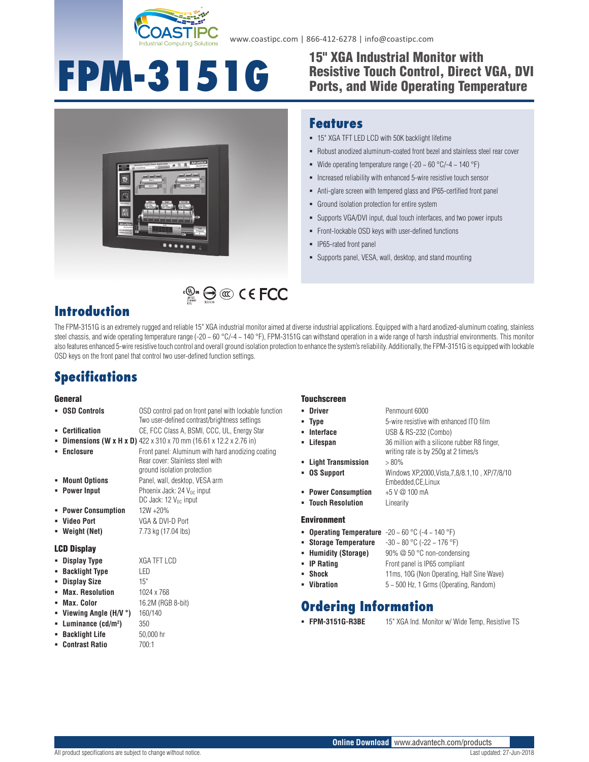www.coastipc.com | 866-412-6278 | info@coastipc.com

# FPM-3151G

## 15" XGA Industrial Monitor with Resistive Touch Control, Direct VGA, DVI Ports, and Wide Operating Temperature

## Features

- 15" XGA TFT LED LCD with 50K backlight lifetime
- Robust anodized aluminum-coated front bezel and stainless steel rear cover
- Wide operating temperature range (-20 ~ 60 °C/-4 ~ 140 °F)
- Increased reliability with enhanced 5-wire resistive touch sensor
- Anti-glare screen with tempered glass and IP65-certified front panel
- Ground isolation protection for entire system
- Supports VGA/DVI input, dual touch interfaces, and two power inputs
- Front-lockable OSD keys with user-defined functions
- IP65-rated front panel
- Supports panel, VESA, wall, desktop, and stand mounting

## Introduction

The FPM-3151G is an extremely rugged and reliable 15" XGA industrial monitor aimed at diverse industrial applications. Equipped with a hard anodized-aluminum coating, stainless steel chassis, and wide operating temperature range (-20 ~ 60 °C/-4 ~ 140 °F), FPM-3151G can withstand operation in a wide range of harsh industrial environments. This monitor also features enhanced 5-wire resistive touch control and overall ground isolation protection to enhance the system's reliability. Additionally, the FPM-3151G is equipped with lockable OSD keys on the front panel that control two user-defined function settings.

## Specifications

### General

- **OSD Controls**: OSD control pad on front panel with lockable function; Two user-defined contrast/brightness settings
- **Certification**: CE, FCC Class A, BSMI, CCC, UL, Energy Star
- **Dimensions (W x H x D)**: 422 x 310 x 70 mm (16.61 x 12.2 x 2.76 in)
- **Enclosure**: Front panel: Aluminum with hard anodizing coating; Rear cover: Stainless steel with ground isolation protection
- **Mount Options**: Panel, wall, desktop, VESA arm
- **Power Input**: Phoenix Jack: 24 $V_{DC}$ input; DC Jack: 12 $V_{DC}$ input
- **Power Consumption**: 12W +20%
- **Video Port**: VGA & DVI-D Port
- **Weight (Net)**: 7.73 kg (17.04 lbs)

### LCD Display

- **Display Type**: XGA TFT LCD
- **Backlight Type**: LED
- **Display Size**: 15"
- **Max. Resolution**: 1024 x 768
- **Max. Color**: 16.2M (RGB 8-bit)
- **Viewing Angle (H/V °)**: 160/140
- **Luminance (cd/m²)**: 350
- **Backlight Life**: 50,000 hr
- **Contrast Ratio**: 700:1

### Touchscreen

- **Driver**: Penmount 6000
- **Type**: 5-wire resistive with enhanced ITO film
- **Interface**: USB & RS-232 (Combo)
- **Lifespan**: 36 million with a silicone rubber R8 finger, writing rate is by 250g at 2 times/s
- **Light Transmission**: > 80%
- **OS Support**: Windows XP,2000,Vista,7,8/8.1,10 , XP/7/8/10 Embedded,CE,Linux
- **Power Consumption**: +5 V @ 100 mA
- **Touch Resolution**: Linearity

### Environment

- **Operating Temperature**: -20 ~ 60 °C (-4 ~ 140 °F)
- **Storage Temperature**: -30 ~ 80 °C (-22 ~ 176 °F)
- **Humidity (Storage)**: 90% @ 50 °C non-condensing
- **IP Rating**: Front panel is IP65 compliant
- **Shock**: 11ms, 10G (Non Operating, Half Sine Wave)
- **Vibration**: 5 ~ 500 Hz, 1 Grms (Operating, Random)

## Ordering Information

- **FPM-3151G-R3BE**: 15" XGA Ind. Monitor w/ Wide Temp, Resistive TS

Online Download www.advantech.com/products

All product specifications are subject to change without notice.

Last updated: 27-Jun-2018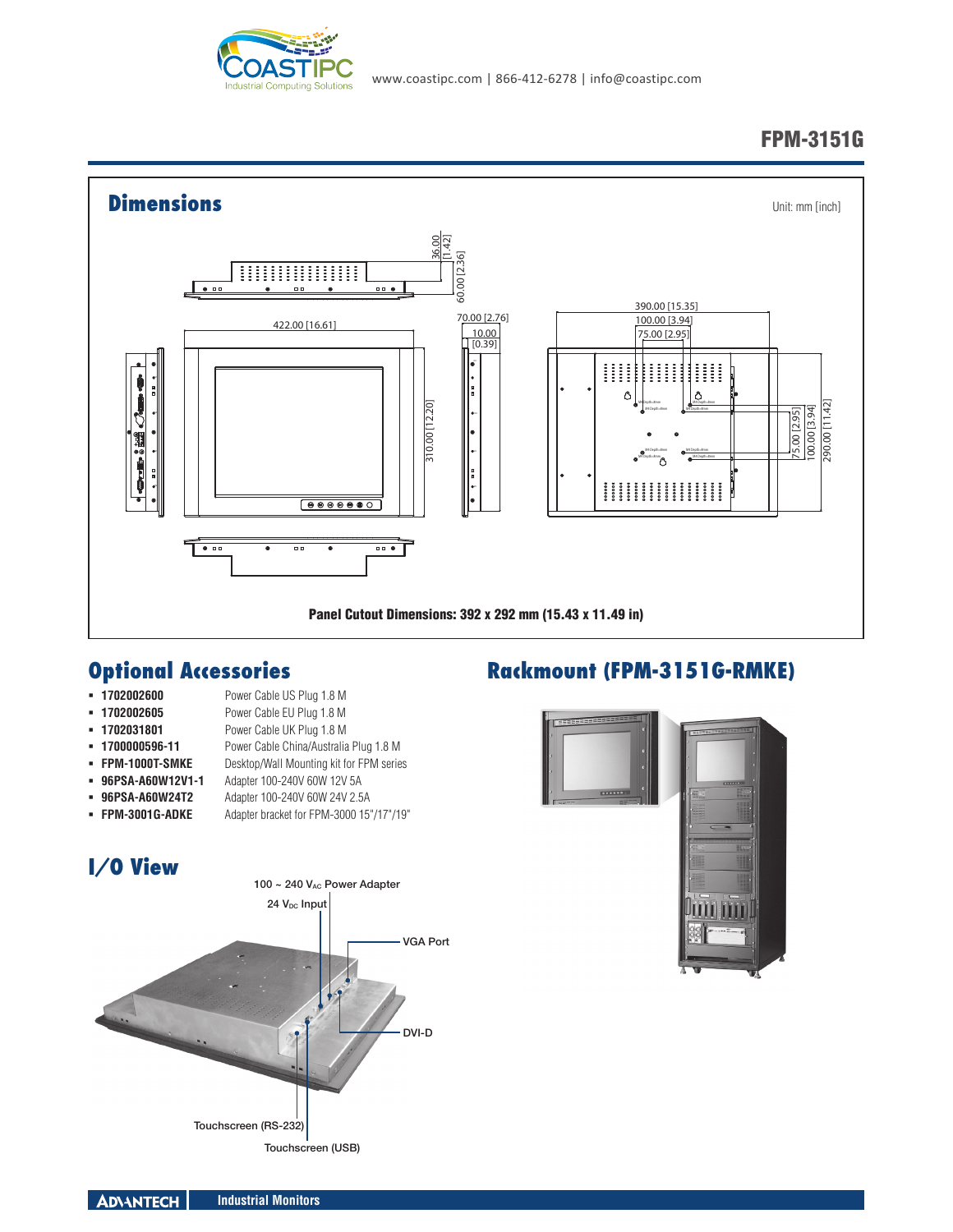# FPM-3151G

## Dimensions

Unit: mm [inch]

36.00 [1.42]
60.00 [2.36]
422.00 [16.61]
70.00 [2.76]
10.00 [0.39]
310.00 [12.20]
390.00 [15.35]
100.00 [3.94]
75.00 [2.95]
75.00 [2.95]
100.00 [3.94]
290.00 [11.42]

**Panel Cutout Dimensions: 392 x 292 mm (15.43 x 11.49 in)**

## Optional Accessories

- **1702002600** Power Cable US Plug 1.8 M
- **1702002605** Power Cable EU Plug 1.8 M
- **1702031801** Power Cable UK Plug 1.8 M
- **1700000596-11** Power Cable China/Australia Plug 1.8 M
- **FPM-1000T-SMKE** Desktop/Wall Mounting kit for FPM series
- **96PSA-A60W12V1-1** Adapter 100-240V 60W 12V 5A
- **96PSA-A60W24T2** Adapter 100-240V 60W 24V 2.5A
- **FPM-3001G-ADKE** Adapter bracket for FPM-3000 15"/17"/19"

## Rackmount (FPM-3151G-RMKE)

## I/O View

100 ~ 240 $V_{AC}$ Power Adapter

24 $V_{DC}$ Input

VGA Port

DVI-D

Touchscreen (RS-232)

Touchscreen (USB)